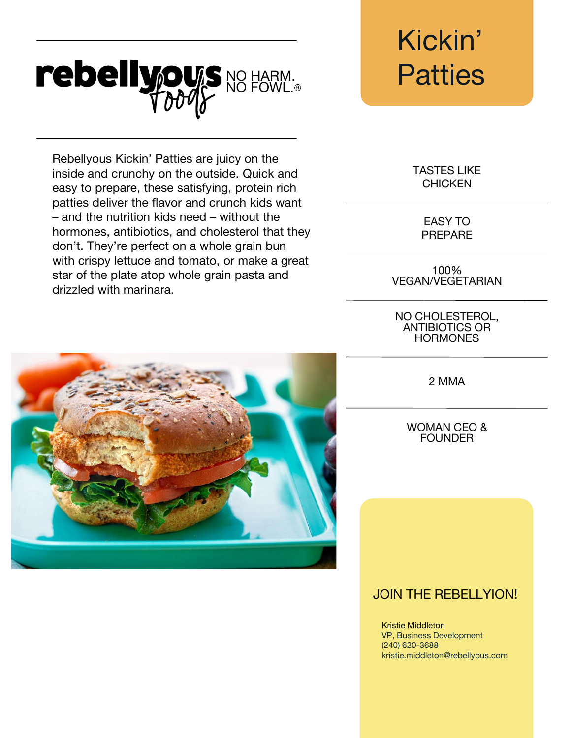# Kickin' Patties

**rebellyous foods** NO HARM. NO FOWL.®

Rebellyous Kickin' Patties are juicy on the inside and crunchy on the outside. Quick and easy to prepare, these satisfying, protein rich patties deliver the flavor and crunch kids want – and the nutrition kids need – without the hormones, antibiotics, and cholesterol that they don't. They're perfect on a whole grain bun with crispy lettuce and tomato, or make a great star of the plate atop whole grain pasta and drizzled with marinara.

- TASTES LIKE CHICKEN
- EASY TO PREPARE
- 100% VEGAN/VEGETARIAN
- NO CHOLESTEROL, ANTIBIOTICS OR HORMONES
- 2 MMA
- WOMAN CEO & FOUNDER

## JOIN THE REBELLYION!

Kristie Middleton
VP, Business Development
(240) 620-3688
kristie.middleton@rebellyous.com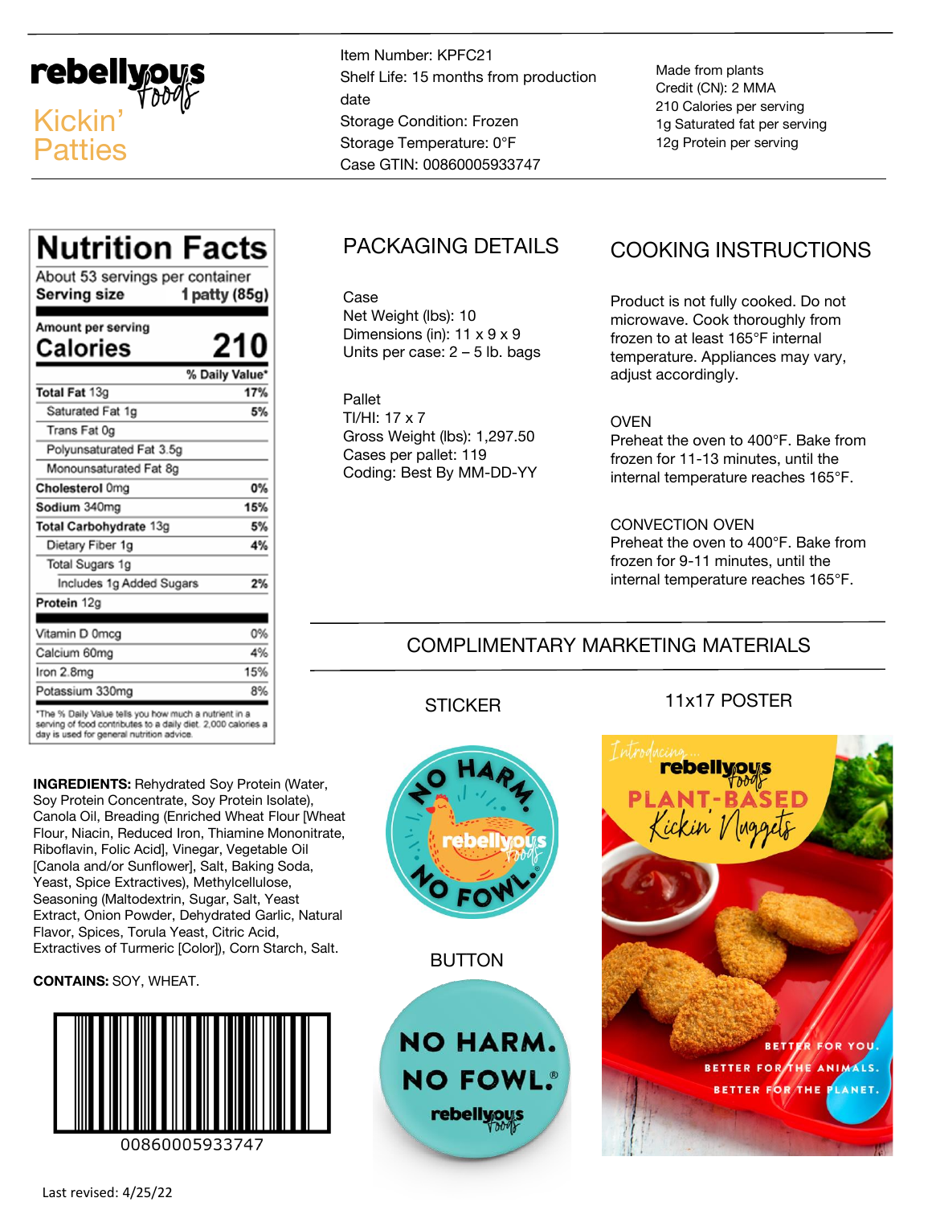# rebellyous foods

## Kickin' Patties

Item Number: KPFC21
Shelf Life: 15 months from production date
Storage Condition: Frozen
Storage Temperature: 0°F
Case GTIN: 00860005933747

Made from plants
Credit (CN): 2 MMA
210 Calories per serving
1g Saturated fat per serving
12g Protein per serving

## Nutrition Facts

About 53 servings per container
**Serving size** **1 patty (85g)**

Amount per serving
**Calories** **210**

| | % Daily Value* |
|---|---|
| **Total Fat** 13g | **17%** |
| Saturated Fat 1g | **5%** |
| Trans Fat 0g | |
| Polyunsaturated Fat 3.5g | |
| Monounsaturated Fat 8g | |
| **Cholesterol** 0mg | **0%** |
| **Sodium** 340mg | **15%** |
| **Total Carbohydrate** 13g | **5%** |
| Dietary Fiber 1g | **4%** |
| Total Sugars 1g | |
| Includes 1g Added Sugars | **2%** |
| **Protein** 12g | |
| Vitamin D 0mcg | 0% |
| Calcium 60mg | 4% |
| Iron 2.8mg | 15% |
| Potassium 330mg | 8% |

*The % Daily Value tells you how much a nutrient in a serving of food contributes to a daily diet. 2,000 calories a day is used for general nutrition advice.

**INGREDIENTS:** Rehydrated Soy Protein (Water, Soy Protein Concentrate, Soy Protein Isolate), Canola Oil, Breading (Enriched Wheat Flour [Wheat Flour, Niacin, Reduced Iron, Thiamine Mononitrate, Riboflavin, Folic Acid], Vinegar, Vegetable Oil [Canola and/or Sunflower], Salt, Baking Soda, Yeast, Spice Extractives), Methylcellulose, Seasoning (Maltodextrin, Sugar, Salt, Yeast Extract, Onion Powder, Dehydrated Garlic, Natural Flavor, Spices, Torula Yeast, Citric Acid, Extractives of Turmeric [Color]), Corn Starch, Salt.

**CONTAINS:** SOY, WHEAT.

00860005933747

## PACKAGING DETAILS

Case
Net Weight (lbs): 10
Dimensions (in): 11 x 9 x 9
Units per case: 2 – 5 lb. bags

Pallet
TI/HI: 17 x 7
Gross Weight (lbs): 1,297.50
Cases per pallet: 119
Coding: Best By MM-DD-YY

## COOKING INSTRUCTIONS

Product is not fully cooked. Do not microwave. Cook thoroughly from frozen to at least 165°F internal temperature. Appliances may vary, adjust accordingly.

OVEN
Preheat the oven to 400°F. Bake from frozen for 11-13 minutes, until the internal temperature reaches 165°F.

CONVECTION OVEN
Preheat the oven to 400°F. Bake from frozen for 9-11 minutes, until the internal temperature reaches 165°F.

## COMPLIMENTARY MARKETING MATERIALS

STICKER

NO HARM, NO FOWL.® rebellyous foods

BUTTON

NO HARM. NO FOWL.® rebellyous foods

11x17 POSTER

Introducing... rebellyous foods PLANT-BASED Kickin' Nuggets

BETTER FOR YOU. BETTER FOR THE ANIMALS. BETTER FOR THE PLANET.

Last revised: 4/25/22